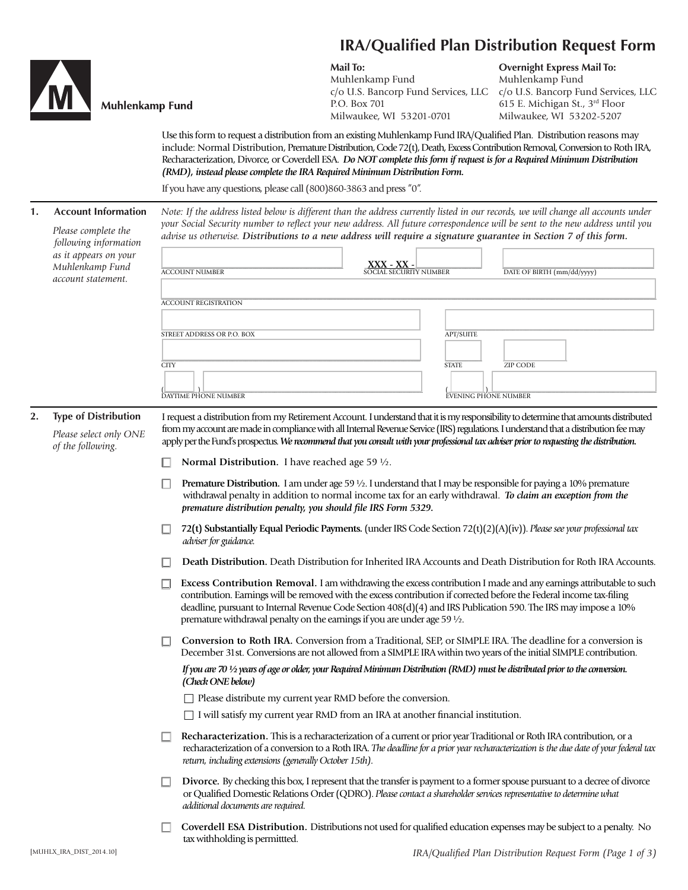# IRA/Qualified Plan Distribution Request Form

**Muhlenkamp Fund**

**Mail To:**
Muhlenkamp Fund
c/o U.S. Bancorp Fund Services, LLC
P.O. Box 701
Milwaukee, WI 53201-0701

**Overnight Express Mail To:**
Muhlenkamp Fund
c/o U.S. Bancorp Fund Services, LLC
615 E. Michigan St., 3rd Floor
Milwaukee, WI 53202-5207

Use this form to request a distribution from an existing Muhlenkamp Fund IRA/Qualified Plan. Distribution reasons may include: Normal Distribution, Premature Distribution, Code 72(t), Death, Excess Contribution Removal, Conversion to Roth IRA, Recharacterization, Divorce, or Coverdell ESA. ***Do NOT complete this form if request is for a Required Minimum Distribution (RMD), instead please complete the IRA Required Minimum Distribution Form.***

If you have any questions, please call (800)860-3863 and press "0".

## 1. Account Information

*Please complete the following information as it appears on your Muhlenkamp Fund account statement.*

*Note: If the address listed below is different than the address currently listed in our records, we will change all accounts under your Social Security number to reflect your new address. All future correspondence will be sent to the new address until you advise us otherwise.* ***Distributions to a new address will require a signature guarantee in Section 7 of this form.***

ACCOUNT NUMBER ______________________ SOCIAL SECURITY NUMBER **XXX - XX -** __________ DATE OF BIRTH (mm/dd/yyyy) ______________________

ACCOUNT REGISTRATION ______________________

STREET ADDRESS OR P.O. BOX ______________________ APT/SUITE ______________________

CITY ______________________ STATE ______ ZIP CODE ______________________

DAYTIME PHONE NUMBER (______) ______________________ EVENING PHONE NUMBER (______) ______________________

## 2. Type of Distribution

*Please select only ONE of the following.*

I request a distribution from my Retirement Account. I understand that it is my responsibility to determine that amounts distributed from my account are made in compliance with all Internal Revenue Service (IRS) regulations. I understand that a distribution fee may apply per the Fund's prospectus. ***We recommend that you consult with your professional tax adviser prior to requesting the distribution.***

- ☐ **Normal Distribution.** I have reached age 59 ½.
- ☐ **Premature Distribution.** I am under age 59 ½. I understand that I may be responsible for paying a 10% premature withdrawal penalty in addition to normal income tax for an early withdrawal. ***To claim an exception from the premature distribution penalty, you should file IRS Form 5329.***
- ☐ **72(t) Substantially Equal Periodic Payments.** (under IRS Code Section 72(t)(2)(A)(iv)). *Please see your professional tax adviser for guidance.*
- ☐ **Death Distribution.** Death Distribution for Inherited IRA Accounts and Death Distribution for Roth IRA Accounts.
- ☐ **Excess Contribution Removal.** I am withdrawing the excess contribution I made and any earnings attributable to such contribution. Earnings will be removed with the excess contribution if corrected before the Federal income tax-filing deadline, pursuant to Internal Revenue Code Section 408(d)(4) and IRS Publication 590. The IRS may impose a 10% premature withdrawal penalty on the earnings if you are under age 59 ½.
- ☐ **Conversion to Roth IRA.** Conversion from a Traditional, SEP, or SIMPLE IRA. The deadline for a conversion is December 31st. Conversions are not allowed from a SIMPLE IRA within two years of the initial SIMPLE contribution.

  ***If you are 70 ½ years of age or older, your Required Minimum Distribution (RMD) must be distributed prior to the conversion. (Check ONE below)***

  - ☐ Please distribute my current year RMD before the conversion.
  - ☐ I will satisfy my current year RMD from an IRA at another financial institution.
- ☐ **Recharacterization.** This is a recharacterization of a current or prior year Traditional or Roth IRA contribution, or a recharacterization of a conversion to a Roth IRA. *The deadline for a prior year recharacterization is the due date of your federal tax return, including extensions (generally October 15th).*
- ☐ **Divorce.** By checking this box, I represent that the transfer is payment to a former spouse pursuant to a decree of divorce or Qualified Domestic Relations Order (QDRO). *Please contact a shareholder services representative to determine what additional documents are required.*
- ☐ **Coverdell ESA Distribution.** Distributions not used for qualified education expenses may be subject to a penalty. No tax withholding is permittted.

[MUHLX_IRA_DIST_2014.10]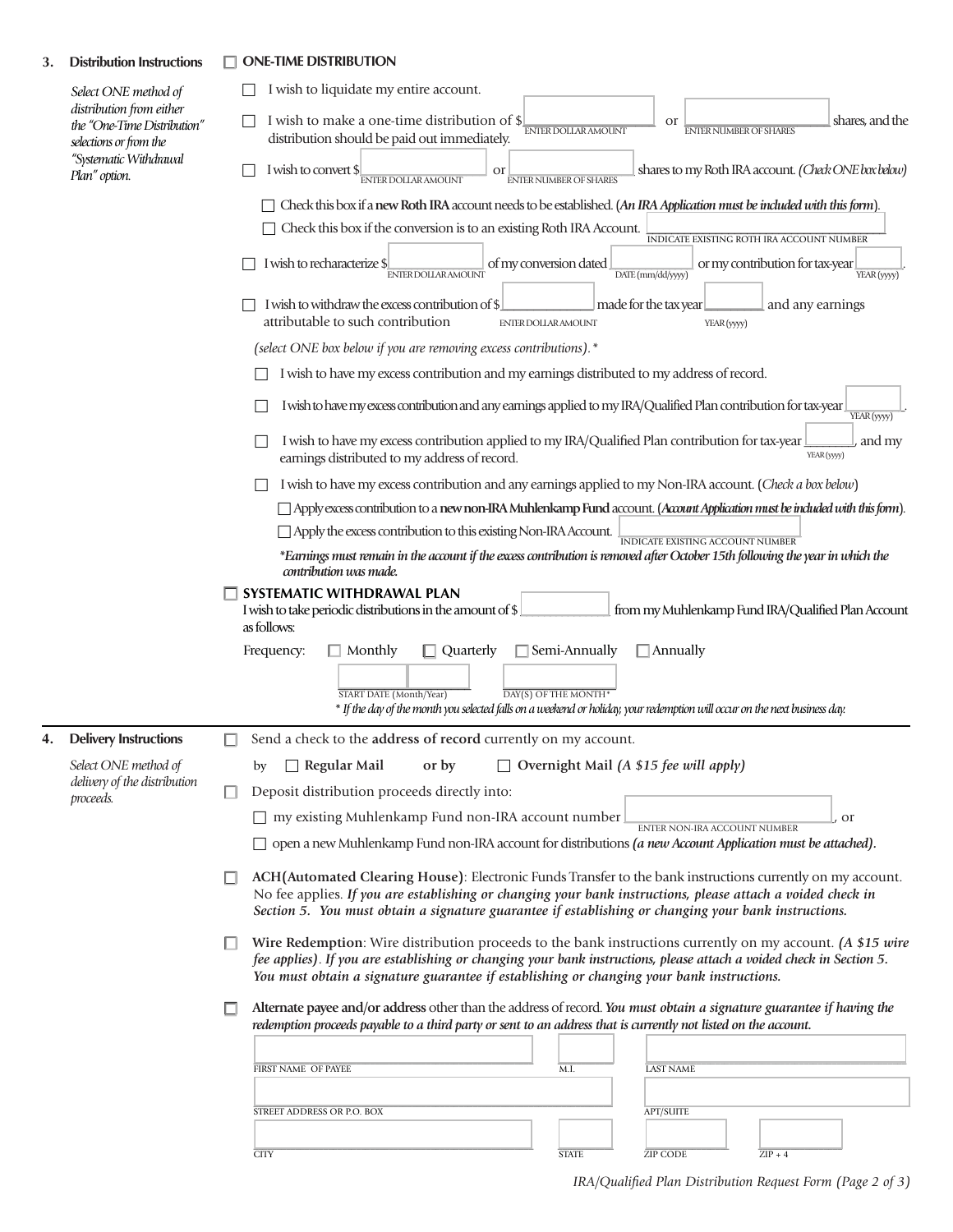## 3. Distribution Instructions

*Select ONE method of distribution from either the "One-Time Distribution" selections or from the "Systematic Withdrawal Plan" option.*

☐ **ONE-TIME DISTRIBUTION**

☐ I wish to liquidate my entire account.

☐ I wish to make a one-time distribution of $\_\_\_\_\_\_\_\_\_\_ (ENTER DOLLAR AMOUNT) or \_\_\_\_\_\_\_\_\_\_ (ENTER NUMBER OF SHARES) shares, and the distribution should be paid out immediately.

☐ I wish to convert $\_\_\_\_\_\_\_\_\_\_ (ENTER DOLLAR AMOUNT) or \_\_\_\_\_\_\_\_\_\_ (ENTER NUMBER OF SHARES) shares to my Roth IRA account. *(Check ONE box below)*

☐ Check this box if a **new Roth IRA** account needs to be established. (***An IRA Application must be included with this form***).

☐ Check this box if the conversion is to an existing Roth IRA Account. \_\_\_\_\_\_\_\_\_\_ (INDICATE EXISTING ROTH IRA ACCOUNT NUMBER)

☐ I wish to recharacterize $\_\_\_\_\_\_\_\_\_\_ (ENTER DOLLAR AMOUNT) of my conversion dated \_\_\_\_\_\_\_\_\_\_ (DATE (mm/dd/yyyy)) or my contribution for tax-year \_\_\_\_\_\_ (YEAR (yyyy)).

☐ I wish to withdraw the excess contribution of $\_\_\_\_\_\_\_\_\_\_ (ENTER DOLLAR AMOUNT) made for the tax year \_\_\_\_\_\_ (YEAR (yyyy)) and any earnings attributable to such contribution

*(select ONE box below if you are removing excess contributions).**

☐ I wish to have my excess contribution and my earnings distributed to my address of record.

☐ I wish to have my excess contribution and any earnings applied to my IRA/Qualified Plan contribution for tax-year \_\_\_\_\_\_ (YEAR (yyyy)).

☐ I wish to have my excess contribution applied to my IRA/Qualified Plan contribution for tax-year \_\_\_\_\_\_ (YEAR (yyyy)), and my earnings distributed to my address of record.

☐ I wish to have my excess contribution and any earnings applied to my Non-IRA account. (*Check a box below*)

☐ Apply excess contribution to a **new non-IRA Muhlenkamp Fund** account. (***Account Application must be included with this form***).

☐ Apply the excess contribution to this existing Non-IRA Account. \_\_\_\_\_\_\_\_\_\_ (INDICATE EXISTING ACCOUNT NUMBER)

****Earnings must remain in the account if the excess contribution is removed after October 15th following the year in which the contribution was made.***

☐ **SYSTEMATIC WITHDRAWAL PLAN**

I wish to take periodic distributions in the amount of $\_\_\_\_\_\_\_\_\_\_ from my Muhlenkamp Fund IRA/Qualified Plan Account as follows:

Frequency: ☐ Monthly ☐ Quarterly ☐ Semi-Annually ☐ Annually

\_\_\_\_\_\_\_\_\_\_ (START DATE (Month/Year)) \_\_\_\_\_\_\_\_\_\_ (DAY(S) OF THE MONTH*)

** If the day of the month you selected falls on a weekend or holiday, your redemption will occur on the next business day.*

## 4. Delivery Instructions

*Select ONE method of delivery of the distribution proceeds.*

☐ Send a check to the **address of record** currently on my account.

by ☐ **Regular Mail** **or by** ☐ **Overnight Mail** ***(A $15 fee will apply)***

☐ Deposit distribution proceeds directly into:

☐ my existing Muhlenkamp Fund non-IRA account number \_\_\_\_\_\_\_\_\_\_ (ENTER NON-IRA ACCOUNT NUMBER), or

☐ open a new Muhlenkamp Fund non-IRA account for distributions ***(a new Account Application must be attached).***

☐ **ACH(Automated Clearing House)**: Electronic Funds Transfer to the bank instructions currently on my account. No fee applies. ***If you are establishing or changing your bank instructions, please attach a voided check in Section 5. You must obtain a signature guarantee if establishing or changing your bank instructions.***

☐ **Wire Redemption**: Wire distribution proceeds to the bank instructions currently on my account. ***(A $15 wire fee applies)***. ***If you are establishing or changing your bank instructions, please attach a voided check in Section 5. You must obtain a signature guarantee if establishing or changing your bank instructions.***

☐ **Alternate payee and/or address** other than the address of record. ***You must obtain a signature guarantee if having the redemption proceeds payable to a third party or sent to an address that is currently not listed on the account.***

| FIRST NAME OF PAYEE | M.I. | LAST NAME | |
|---|---|---|---|
| STREET ADDRESS OR P.O. BOX | | APT/SUITE | |
| CITY | STATE | ZIP CODE | ZIP + 4 |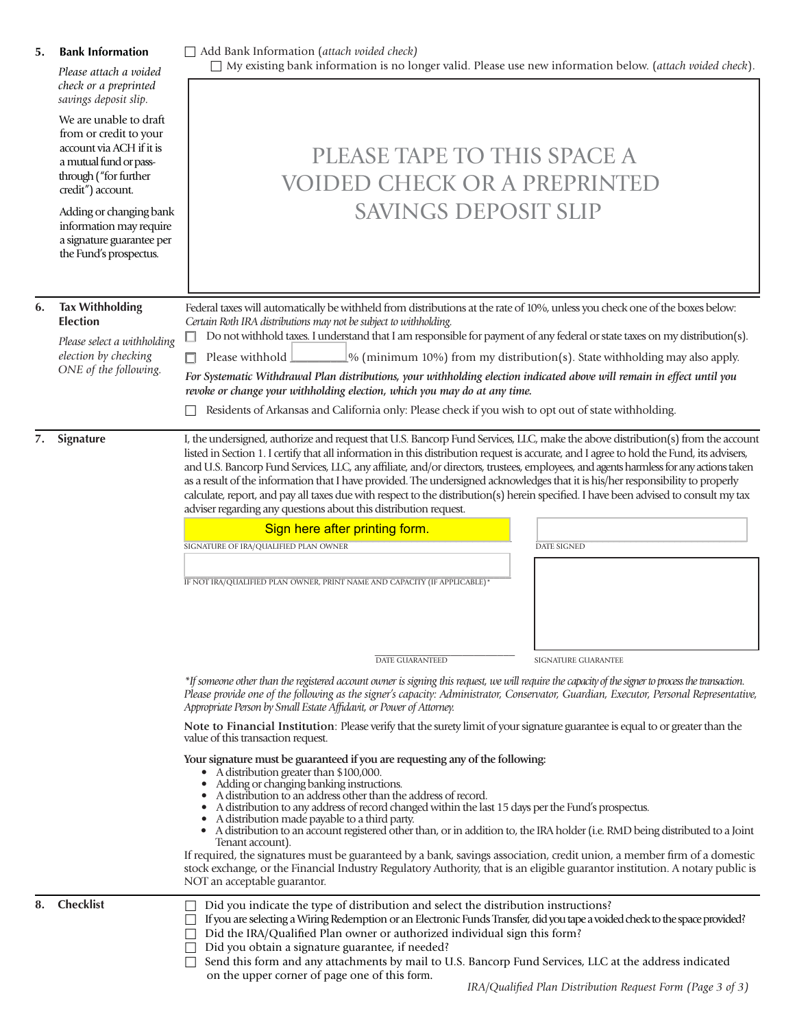## 5. Bank Information

*Please attach a voided check or a preprinted savings deposit slip.*

We are unable to draft from or credit to your account via ACH if it is a mutual fund or pass-through ("for further credit") account.

Adding or changing bank information may require a signature guarantee per the Fund's prospectus.

☐ Add Bank Information (*attach voided check*)

☐ My existing bank information is no longer valid. Please use new information below. (*attach voided check*).

PLEASE TAPE TO THIS SPACE A VOIDED CHECK OR A PREPRINTED SAVINGS DEPOSIT SLIP

## 6. Tax Withholding Election

*Please select a withholding election by checking ONE of the following.*

Federal taxes will automatically be withheld from distributions at the rate of 10%, unless you check one of the boxes below:
*Certain Roth IRA distributions may not be subject to withholding.*

☐ Do not withhold taxes. I understand that I am responsible for payment of any federal or state taxes on my distribution(s).

☐ Please withhold ________% (minimum 10%) from my distribution(s). State withholding may also apply.

***For Systematic Withdrawal Plan distributions, your withholding election indicated above will remain in effect until you revoke or change your withholding election, which you may do at any time.***

☐ Residents of Arkansas and California only: Please check if you wish to opt out of state withholding.

## 7. Signature

I, the undersigned, authorize and request that U.S. Bancorp Fund Services, LLC, make the above distribution(s) from the account listed in Section 1. I certify that all information in this distribution request is accurate, and I agree to hold the Fund, its advisers, and U.S. Bancorp Fund Services, LLC, any affiliate, and/or directors, trustees, employees, and agents harmless for any actions taken as a result of the information that I have provided. The undersigned acknowledges that it is his/her responsibility to properly calculate, report, and pay all taxes due with respect to the distribution(s) herein specified. I have been advised to consult my tax adviser regarding any questions about this distribution request.

Sign here after printing form.

SIGNATURE OF IRA/QUALIFIED PLAN OWNER ________________ DATE SIGNED ________________

IF NOT IRA/QUALIFIED PLAN OWNER, PRINT NAME AND CAPACITY (IF APPLICABLE)* ________________

DATE GUARANTEED ________________ SIGNATURE GUARANTEE ________________

*\*If someone other than the registered account owner is signing this request, we will require the capacity of the signer to process the transaction. Please provide one of the following as the signer's capacity: Administrator, Conservator, Guardian, Executor, Personal Representative, Appropriate Person by Small Estate Affidavit, or Power of Attorney.*

**Note to Financial Institution**: Please verify that the surety limit of your signature guarantee is equal to or greater than the value of this transaction request.

**Your signature must be guaranteed if you are requesting any of the following:**

- A distribution greater than $100,000.
- Adding or changing banking instructions.
- A distribution to an address other than the address of record.
- A distribution to any address of record changed within the last 15 days per the Fund's prospectus.
- A distribution made payable to a third party.
- A distribution to an account registered other than, or in addition to, the IRA holder (i.e. RMD being distributed to a Joint Tenant account).

If required, the signatures must be guaranteed by a bank, savings association, credit union, a member firm of a domestic stock exchange, or the Financial Industry Regulatory Authority, that is an eligible guarantor institution. A notary public is NOT an acceptable guarantor.

## 8. Checklist

☐ Did you indicate the type of distribution and select the distribution instructions?

☐ If you are selecting a Wiring Redemption or an Electronic Funds Transfer, did you tape a voided check to the space provided?

☐ Did the IRA/Qualified Plan owner or authorized individual sign this form?

☐ Did you obtain a signature guarantee, if needed?

☐ Send this form and any attachments by mail to U.S. Bancorp Fund Services, LLC at the address indicated on the upper corner of page one of this form.